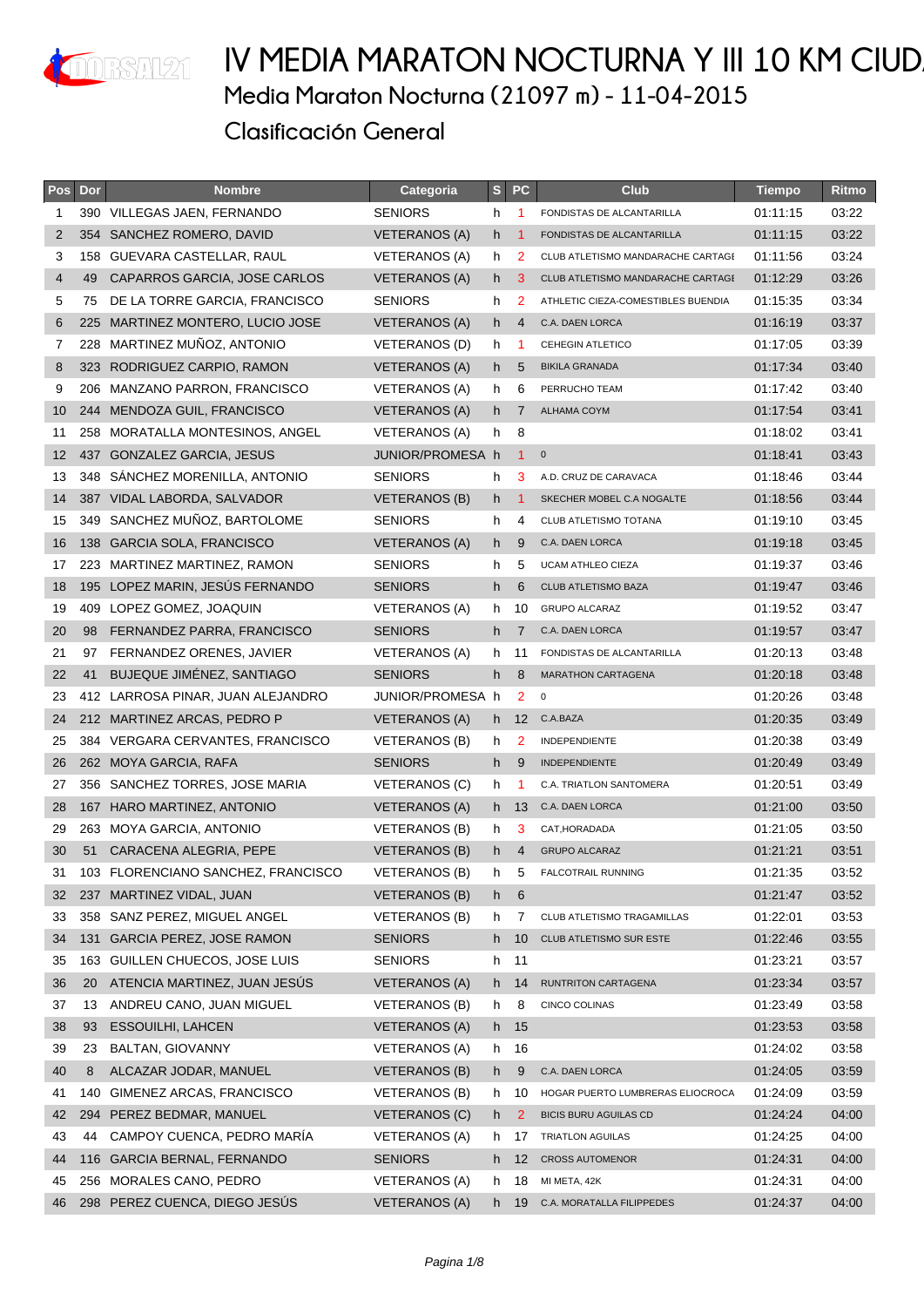# IV MEDIA MARATON NOCTURNA Y III 10 KM CIUD

## Media Maraton Nocturna (21097 m) - 11-04-2015

## Clasificación General

| Pos | Dor | Nombre | Categoria | S | PC | Club | Tiempo | Ritmo |
|---|---|---|---|---|---|---|---|---|
| 1 | 390 | VILLEGAS JAEN, FERNANDO | SENIORS | h | 1 | FONDISTAS DE ALCANTARILLA | 01:11:15 | 03:22 |
| 2 | 354 | SANCHEZ ROMERO, DAVID | VETERANOS (A) | h | 1 | FONDISTAS DE ALCANTARILLA | 01:11:15 | 03:22 |
| 3 | 158 | GUEVARA CASTELLAR, RAUL | VETERANOS (A) | h | 2 | CLUB ATLETISMO MANDARACHE CARTAGE | 01:11:56 | 03:24 |
| 4 | 49 | CAPARROS GARCIA, JOSE CARLOS | VETERANOS (A) | h | 3 | CLUB ATLETISMO MANDARACHE CARTAGE | 01:12:29 | 03:26 |
| 5 | 75 | DE LA TORRE GARCIA, FRANCISCO | SENIORS | h | 2 | ATHLETIC CIEZA-COMESTIBLES BUENDIA | 01:15:35 | 03:34 |
| 6 | 225 | MARTINEZ MONTERO, LUCIO JOSE | VETERANOS (A) | h | 4 | C.A. DAEN LORCA | 01:16:19 | 03:37 |
| 7 | 228 | MARTINEZ MUÑOZ, ANTONIO | VETERANOS (D) | h | 1 | CEHEGIN ATLETICO | 01:17:05 | 03:39 |
| 8 | 323 | RODRIGUEZ CARPIO, RAMON | VETERANOS (A) | h | 5 | BIKILA GRANADA | 01:17:34 | 03:40 |
| 9 | 206 | MANZANO PARRON, FRANCISCO | VETERANOS (A) | h | 6 | PERRUCHO TEAM | 01:17:42 | 03:40 |
| 10 | 244 | MENDOZA GUIL, FRANCISCO | VETERANOS (A) | h | 7 | ALHAMA COYM | 01:17:54 | 03:41 |
| 11 | 258 | MORATALLA MONTESINOS, ANGEL | VETERANOS (A) | h | 8 | | 01:18:02 | 03:41 |
| 12 | 437 | GONZALEZ GARCIA, JESUS | JUNIOR/PROMESA | h | 1 | 0 | 01:18:41 | 03:43 |
| 13 | 348 | SÁNCHEZ MORENILLA, ANTONIO | SENIORS | h | 3 | A.D. CRUZ DE CARAVACA | 01:18:46 | 03:44 |
| 14 | 387 | VIDAL LABORDA, SALVADOR | VETERANOS (B) | h | 1 | SKECHER MOBEL C.A NOGALTE | 01:18:56 | 03:44 |
| 15 | 349 | SANCHEZ MUÑOZ, BARTOLOME | SENIORS | h | 4 | CLUB ATLETISMO TOTANA | 01:19:10 | 03:45 |
| 16 | 138 | GARCIA SOLA, FRANCISCO | VETERANOS (A) | h | 9 | C.A. DAEN LORCA | 01:19:18 | 03:45 |
| 17 | 223 | MARTINEZ MARTINEZ, RAMON | SENIORS | h | 5 | UCAM ATHLEO CIEZA | 01:19:37 | 03:46 |
| 18 | 195 | LOPEZ MARIN, JESÚS FERNANDO | SENIORS | h | 6 | CLUB ATLETISMO BAZA | 01:19:47 | 03:46 |
| 19 | 409 | LOPEZ GOMEZ, JOAQUIN | VETERANOS (A) | h | 10 | GRUPO ALCARAZ | 01:19:52 | 03:47 |
| 20 | 98 | FERNANDEZ PARRA, FRANCISCO | SENIORS | h | 7 | C.A. DAEN LORCA | 01:19:57 | 03:47 |
| 21 | 97 | FERNANDEZ ORENES, JAVIER | VETERANOS (A) | h | 11 | FONDISTAS DE ALCANTARILLA | 01:20:13 | 03:48 |
| 22 | 41 | BUJEQUE JIMÉNEZ, SANTIAGO | SENIORS | h | 8 | MARATHON CARTAGENA | 01:20:18 | 03:48 |
| 23 | 412 | LARROSA PINAR, JUAN ALEJANDRO | JUNIOR/PROMESA | h | 2 | 0 | 01:20:26 | 03:48 |
| 24 | 212 | MARTINEZ ARCAS, PEDRO P | VETERANOS (A) | h | 12 | C.A.BAZA | 01:20:35 | 03:49 |
| 25 | 384 | VERGARA CERVANTES, FRANCISCO | VETERANOS (B) | h | 2 | INDEPENDIENTE | 01:20:38 | 03:49 |
| 26 | 262 | MOYA GARCIA, RAFA | SENIORS | h | 9 | INDEPENDIENTE | 01:20:49 | 03:49 |
| 27 | 356 | SANCHEZ TORRES, JOSE MARIA | VETERANOS (C) | h | 1 | C.A. TRIATLON SANTOMERA | 01:20:51 | 03:49 |
| 28 | 167 | HARO MARTINEZ, ANTONIO | VETERANOS (A) | h | 13 | C.A. DAEN LORCA | 01:21:00 | 03:50 |
| 29 | 263 | MOYA GARCIA, ANTONIO | VETERANOS (B) | h | 3 | CAT,HORADADA | 01:21:05 | 03:50 |
| 30 | 51 | CARACENA ALEGRIA, PEPE | VETERANOS (B) | h | 4 | GRUPO ALCARAZ | 01:21:21 | 03:51 |
| 31 | 103 | FLORENCIANO SANCHEZ, FRANCISCO | VETERANOS (B) | h | 5 | FALCOTRAIL RUNNING | 01:21:35 | 03:52 |
| 32 | 237 | MARTINEZ VIDAL, JUAN | VETERANOS (B) | h | 6 | | 01:21:47 | 03:52 |
| 33 | 358 | SANZ PEREZ, MIGUEL ANGEL | VETERANOS (B) | h | 7 | CLUB ATLETISMO TRAGAMILLAS | 01:22:01 | 03:53 |
| 34 | 131 | GARCIA PEREZ, JOSE RAMON | SENIORS | h | 10 | CLUB ATLETISMO SUR ESTE | 01:22:46 | 03:55 |
| 35 | 163 | GUILLEN CHUECOS, JOSE LUIS | SENIORS | h | 11 | | 01:23:21 | 03:57 |
| 36 | 20 | ATENCIA MARTINEZ, JUAN JESÚS | VETERANOS (A) | h | 14 | RUNTRITON CARTAGENA | 01:23:34 | 03:57 |
| 37 | 13 | ANDREU CANO, JUAN MIGUEL | VETERANOS (B) | h | 8 | CINCO COLINAS | 01:23:49 | 03:58 |
| 38 | 93 | ESSOUILHI, LAHCEN | VETERANOS (A) | h | 15 | | 01:23:53 | 03:58 |
| 39 | 23 | BALTAN, GIOVANNY | VETERANOS (A) | h | 16 | | 01:24:02 | 03:58 |
| 40 | 8 | ALCAZAR JODAR, MANUEL | VETERANOS (B) | h | 9 | C.A. DAEN LORCA | 01:24:05 | 03:59 |
| 41 | 140 | GIMENEZ ARCAS, FRANCISCO | VETERANOS (B) | h | 10 | HOGAR PUERTO LUMBRERAS ELIOCROCA | 01:24:09 | 03:59 |
| 42 | 294 | PEREZ BEDMAR, MANUEL | VETERANOS (C) | h | 2 | BICIS BURU AGUILAS CD | 01:24:24 | 04:00 |
| 43 | 44 | CAMPOY CUENCA, PEDRO MARÍA | VETERANOS (A) | h | 17 | TRIATLON AGUILAS | 01:24:25 | 04:00 |
| 44 | 116 | GARCIA BERNAL, FERNANDO | SENIORS | h | 12 | CROSS AUTOMENOR | 01:24:31 | 04:00 |
| 45 | 256 | MORALES CANO, PEDRO | VETERANOS (A) | h | 18 | MI META, 42K | 01:24:31 | 04:00 |
| 46 | 298 | PEREZ CUENCA, DIEGO JESÚS | VETERANOS (A) | h | 19 | C.A. MORATALLA FILIPPEDES | 01:24:37 | 04:00 |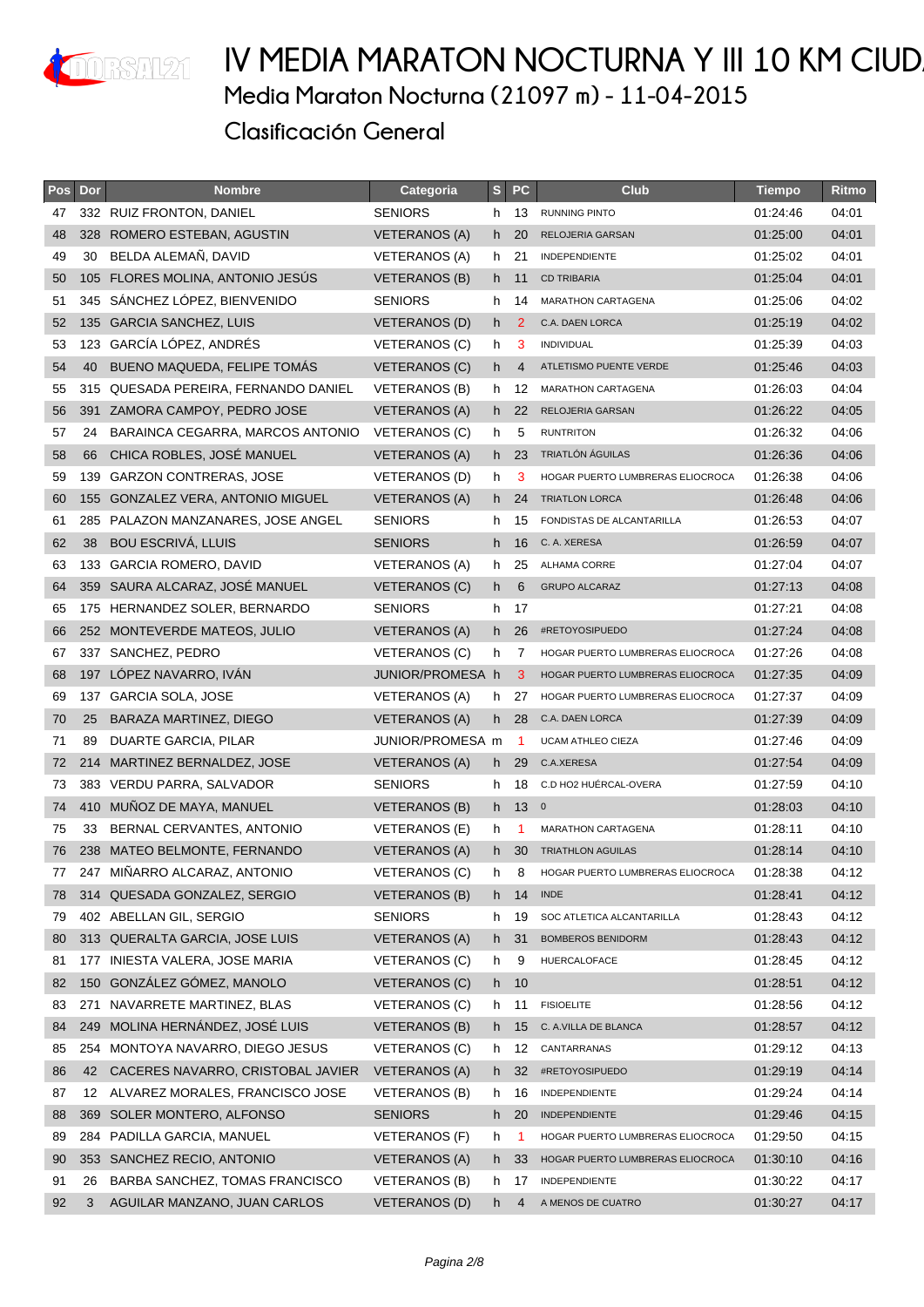# IV MEDIA MARATON NOCTURNA Y III 10 KM CIUD

## Media Maraton Nocturna (21097 m) - 11-04-2015

## Clasificación General

| Pos | Dor | Nombre | Categoria | S | PC | Club | Tiempo | Ritmo |
|---|---|---|---|---|---|---|---|---|
| 47 | 332 | RUIZ FRONTON, DANIEL | SENIORS | h | 13 | RUNNING PINTO | 01:24:46 | 04:01 |
| 48 | 328 | ROMERO ESTEBAN, AGUSTIN | VETERANOS (A) | h | 20 | RELOJERIA GARSAN | 01:25:00 | 04:01 |
| 49 | 30 | BELDA ALEMAÑ, DAVID | VETERANOS (A) | h | 21 | INDEPENDIENTE | 01:25:02 | 04:01 |
| 50 | 105 | FLORES MOLINA, ANTONIO JESÚS | VETERANOS (B) | h | 11 | CD TRIBARIA | 01:25:04 | 04:01 |
| 51 | 345 | SÁNCHEZ LÓPEZ, BIENVENIDO | SENIORS | h | 14 | MARATHON CARTAGENA | 01:25:06 | 04:02 |
| 52 | 135 | GARCIA SANCHEZ, LUIS | VETERANOS (D) | h | 2 | C.A. DAEN LORCA | 01:25:19 | 04:02 |
| 53 | 123 | GARCÍA LÓPEZ, ANDRÉS | VETERANOS (C) | h | 3 | INDIVIDUAL | 01:25:39 | 04:03 |
| 54 | 40 | BUENO MAQUEDA, FELIPE TOMÁS | VETERANOS (C) | h | 4 | ATLETISMO PUENTE VERDE | 01:25:46 | 04:03 |
| 55 | 315 | QUESADA PEREIRA, FERNANDO DANIEL | VETERANOS (B) | h | 12 | MARATHON CARTAGENA | 01:26:03 | 04:04 |
| 56 | 391 | ZAMORA CAMPOY, PEDRO JOSE | VETERANOS (A) | h | 22 | RELOJERIA GARSAN | 01:26:22 | 04:05 |
| 57 | 24 | BARAINCA CEGARRA, MARCOS ANTONIO | VETERANOS (C) | h | 5 | RUNTRITON | 01:26:32 | 04:06 |
| 58 | 66 | CHICA ROBLES, JOSÉ MANUEL | VETERANOS (A) | h | 23 | TRIATLÓN ÁGUILAS | 01:26:36 | 04:06 |
| 59 | 139 | GARZON CONTRERAS, JOSE | VETERANOS (D) | h | 3 | HOGAR PUERTO LUMBRERAS ELIOCROCA | 01:26:38 | 04:06 |
| 60 | 155 | GONZALEZ VERA, ANTONIO MIGUEL | VETERANOS (A) | h | 24 | TRIATLON LORCA | 01:26:48 | 04:06 |
| 61 | 285 | PALAZON MANZANARES, JOSE ANGEL | SENIORS | h | 15 | FONDISTAS DE ALCANTARILLA | 01:26:53 | 04:07 |
| 62 | 38 | BOU ESCRIVÁ, LLUIS | SENIORS | h | 16 | C. A. XERESA | 01:26:59 | 04:07 |
| 63 | 133 | GARCIA ROMERO, DAVID | VETERANOS (A) | h | 25 | ALHAMA CORRE | 01:27:04 | 04:07 |
| 64 | 359 | SAURA ALCARAZ, JOSÉ MANUEL | VETERANOS (C) | h | 6 | GRUPO ALCARAZ | 01:27:13 | 04:08 |
| 65 | 175 | HERNANDEZ SOLER, BERNARDO | SENIORS | h | 17 | | 01:27:21 | 04:08 |
| 66 | 252 | MONTEVERDE MATEOS, JULIO | VETERANOS (A) | h | 26 | #RETOYOSIPUEDO | 01:27:24 | 04:08 |
| 67 | 337 | SANCHEZ, PEDRO | VETERANOS (C) | h | 7 | HOGAR PUERTO LUMBRERAS ELIOCROCA | 01:27:26 | 04:08 |
| 68 | 197 | LÓPEZ NAVARRO, IVÁN | JUNIOR/PROMESA | h | 3 | HOGAR PUERTO LUMBRERAS ELIOCROCA | 01:27:35 | 04:09 |
| 69 | 137 | GARCIA SOLA, JOSE | VETERANOS (A) | h | 27 | HOGAR PUERTO LUMBRERAS ELIOCROCA | 01:27:37 | 04:09 |
| 70 | 25 | BARAZA MARTINEZ, DIEGO | VETERANOS (A) | h | 28 | C.A. DAEN LORCA | 01:27:39 | 04:09 |
| 71 | 89 | DUARTE GARCIA, PILAR | JUNIOR/PROMESA | m | 1 | UCAM ATHLEO CIEZA | 01:27:46 | 04:09 |
| 72 | 214 | MARTINEZ BERNALDEZ, JOSE | VETERANOS (A) | h | 29 | C.A.XERESA | 01:27:54 | 04:09 |
| 73 | 383 | VERDU PARRA, SALVADOR | SENIORS | h | 18 | C.D HO2 HUÉRCAL-OVERA | 01:27:59 | 04:10 |
| 74 | 410 | MUÑOZ DE MAYA, MANUEL | VETERANOS (B) | h | 13 | 0 | 01:28:03 | 04:10 |
| 75 | 33 | BERNAL CERVANTES, ANTONIO | VETERANOS (E) | h | 1 | MARATHON CARTAGENA | 01:28:11 | 04:10 |
| 76 | 238 | MATEO BELMONTE, FERNANDO | VETERANOS (A) | h | 30 | TRIATHLON AGUILAS | 01:28:14 | 04:10 |
| 77 | 247 | MIÑARRO ALCARAZ, ANTONIO | VETERANOS (C) | h | 8 | HOGAR PUERTO LUMBRERAS ELIOCROCA | 01:28:38 | 04:12 |
| 78 | 314 | QUESADA GONZALEZ, SERGIO | VETERANOS (B) | h | 14 | INDE | 01:28:41 | 04:12 |
| 79 | 402 | ABELLAN GIL, SERGIO | SENIORS | h | 19 | SOC ATLETICA ALCANTARILLA | 01:28:43 | 04:12 |
| 80 | 313 | QUERALTA GARCIA, JOSE LUIS | VETERANOS (A) | h | 31 | BOMBEROS BENIDORM | 01:28:43 | 04:12 |
| 81 | 177 | INIESTA VALERA, JOSE MARIA | VETERANOS (C) | h | 9 | HUERCALOFACE | 01:28:45 | 04:12 |
| 82 | 150 | GONZÁLEZ GÓMEZ, MANOLO | VETERANOS (C) | h | 10 | | 01:28:51 | 04:12 |
| 83 | 271 | NAVARRETE MARTINEZ, BLAS | VETERANOS (C) | h | 11 | FISIOELITE | 01:28:56 | 04:12 |
| 84 | 249 | MOLINA HERNÁNDEZ, JOSÉ LUIS | VETERANOS (B) | h | 15 | C. A.VILLA DE BLANCA | 01:28:57 | 04:12 |
| 85 | 254 | MONTOYA NAVARRO, DIEGO JESUS | VETERANOS (C) | h | 12 | CANTARRANAS | 01:29:12 | 04:13 |
| 86 | 42 | CACERES NAVARRO, CRISTOBAL JAVIER | VETERANOS (A) | h | 32 | #RETOYOSIPUEDO | 01:29:19 | 04:14 |
| 87 | 12 | ALVAREZ MORALES, FRANCISCO JOSE | VETERANOS (B) | h | 16 | INDEPENDIENTE | 01:29:24 | 04:14 |
| 88 | 369 | SOLER MONTERO, ALFONSO | SENIORS | h | 20 | INDEPENDIENTE | 01:29:46 | 04:15 |
| 89 | 284 | PADILLA GARCIA, MANUEL | VETERANOS (F) | h | 1 | HOGAR PUERTO LUMBRERAS ELIOCROCA | 01:29:50 | 04:15 |
| 90 | 353 | SANCHEZ RECIO, ANTONIO | VETERANOS (A) | h | 33 | HOGAR PUERTO LUMBRERAS ELIOCROCA | 01:30:10 | 04:16 |
| 91 | 26 | BARBA SANCHEZ, TOMAS FRANCISCO | VETERANOS (B) | h | 17 | INDEPENDIENTE | 01:30:22 | 04:17 |
| 92 | 3 | AGUILAR MANZANO, JUAN CARLOS | VETERANOS (D) | h | 4 | A MENOS DE CUATRO | 01:30:27 | 04:17 |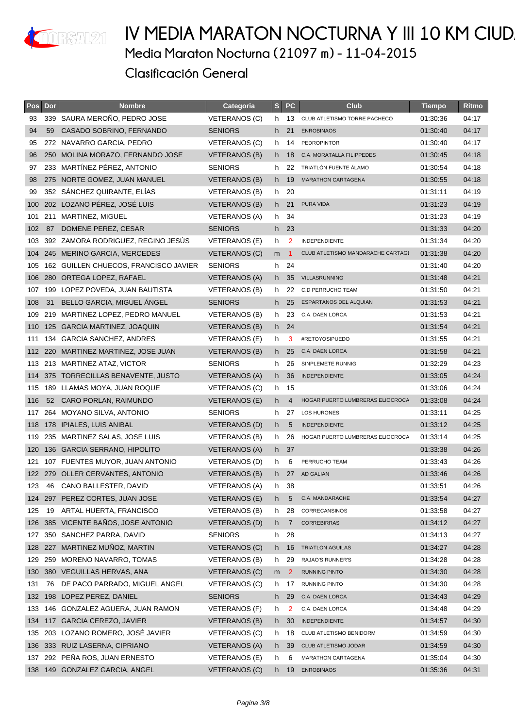# IV MEDIA MARATON NOCTURNA Y III 10 KM CIUD

## Media Maraton Nocturna (21097 m) - 11-04-2015

## Clasificación General

| Pos | Dor | Nombre | Categoria | S | PC | Club | Tiempo | Ritmo |
|---|---|---|---|---|---|---|---|---|
| 93 | 339 | SAURA MEROÑO, PEDRO JOSE | VETERANOS (C) | h | 13 | CLUB ATLETISMO TORRE PACHECO | 01:30:36 | 04:17 |
| 94 | 59 | CASADO SOBRINO, FERNANDO | SENIORS | h | 21 | ENROBINAOS | 01:30:40 | 04:17 |
| 95 | 272 | NAVARRO GARCIA, PEDRO | VETERANOS (C) | h | 14 | PEDROPINTOR | 01:30:40 | 04:17 |
| 96 | 250 | MOLINA MORAZO, FERNANDO JOSE | VETERANOS (B) | h | 18 | C.A. MORATALLA FILIPPEDES | 01:30:45 | 04:18 |
| 97 | 233 | MARTÍNEZ PÉREZ, ANTONIO | SENIORS | h | 22 | TRIATLÓN FUENTE ÁLAMO | 01:30:54 | 04:18 |
| 98 | 275 | NORTE GOMEZ, JUAN MANUEL | VETERANOS (B) | h | 19 | MARATHON CARTAGENA | 01:30:55 | 04:18 |
| 99 | 352 | SÁNCHEZ QUIRANTE, ELÍAS | VETERANOS (B) | h | 20 | | 01:31:11 | 04:19 |
| 100 | 202 | LOZANO PÉREZ, JOSÉ LUIS | VETERANOS (B) | h | 21 | PURA VIDA | 01:31:23 | 04:19 |
| 101 | 211 | MARTINEZ, MIGUEL | VETERANOS (A) | h | 34 | | 01:31:23 | 04:19 |
| 102 | 87 | DOMENE PEREZ, CESAR | SENIORS | h | 23 | | 01:31:33 | 04:20 |
| 103 | 392 | ZAMORA RODRIGUEZ, REGINO JESÚS | VETERANOS (E) | h | 2 | INDEPENDIENTE | 01:31:34 | 04:20 |
| 104 | 245 | MERINO GARCIA, MERCEDES | VETERANOS (C) | m | 1 | CLUB ATLETISMO MANDARACHE CARTAGI | 01:31:38 | 04:20 |
| 105 | 162 | GUILLEN CHUECOS, FRANCISCO JAVIER | SENIORS | h | 24 | | 01:31:40 | 04:20 |
| 106 | 280 | ORTEGA LOPEZ, RAFAEL | VETERANOS (A) | h | 35 | VILLASRUNNING | 01:31:48 | 04:21 |
| 107 | 199 | LOPEZ POVEDA, JUAN BAUTISTA | VETERANOS (B) | h | 22 | C.D PERRUCHO TEAM | 01:31:50 | 04:21 |
| 108 | 31 | BELLO GARCIA, MIGUEL ÁNGEL | SENIORS | h | 25 | ESPARTANOS DEL ALQUIAN | 01:31:53 | 04:21 |
| 109 | 219 | MARTINEZ LOPEZ, PEDRO MANUEL | VETERANOS (B) | h | 23 | C.A. DAEN LORCA | 01:31:53 | 04:21 |
| 110 | 125 | GARCIA MARTINEZ, JOAQUIN | VETERANOS (B) | h | 24 | | 01:31:54 | 04:21 |
| 111 | 134 | GARCIA SANCHEZ, ANDRES | VETERANOS (E) | h | 3 | #RETOYOSIPUEDO | 01:31:55 | 04:21 |
| 112 | 220 | MARTINEZ MARTINEZ, JOSE JUAN | VETERANOS (B) | h | 25 | C.A. DAEN LORCA | 01:31:58 | 04:21 |
| 113 | 213 | MARTINEZ ATAZ, VICTOR | SENIORS | h | 26 | SINPLEMETE RUNNIG | 01:32:29 | 04:23 |
| 114 | 375 | TORRECILLAS BENAVENTE, JUSTO | VETERANOS (A) | h | 36 | INDEPENDIENTE | 01:33:05 | 04:24 |
| 115 | 189 | LLAMAS MOYA, JUAN ROQUE | VETERANOS (C) | h | 15 | | 01:33:06 | 04:24 |
| 116 | 52 | CARO PORLAN, RAIMUNDO | VETERANOS (E) | h | 4 | HOGAR PUERTO LUMBRERAS ELIOCROCA | 01:33:08 | 04:24 |
| 117 | 264 | MOYANO SILVA, ANTONIO | SENIORS | h | 27 | LOS HURONES | 01:33:11 | 04:25 |
| 118 | 178 | IPIALES, LUIS ANIBAL | VETERANOS (D) | h | 5 | INDEPENDIENTE | 01:33:12 | 04:25 |
| 119 | 235 | MARTINEZ SALAS, JOSE LUIS | VETERANOS (B) | h | 26 | HOGAR PUERTO LUMBRERAS ELIOCROCA | 01:33:14 | 04:25 |
| 120 | 136 | GARCIA SERRANO, HIPOLITO | VETERANOS (A) | h | 37 | | 01:33:38 | 04:26 |
| 121 | 107 | FUENTES MUYOR, JUAN ANTONIO | VETERANOS (D) | h | 6 | PERRUCHO TEAM | 01:33:43 | 04:26 |
| 122 | 279 | OLLER CERVANTES, ANTONIO | VETERANOS (B) | h | 27 | AD GALIAN | 01:33:46 | 04:26 |
| 123 | 46 | CANO BALLESTER, DAVID | VETERANOS (A) | h | 38 | | 01:33:51 | 04:26 |
| 124 | 297 | PEREZ CORTES, JUAN JOSE | VETERANOS (E) | h | 5 | C.A. MANDARACHE | 01:33:54 | 04:27 |
| 125 | 19 | ARTAL HUERTA, FRANCISCO | VETERANOS (B) | h | 28 | CORRECANSINOS | 01:33:58 | 04:27 |
| 126 | 385 | VICENTE BAÑOS, JOSE ANTONIO | VETERANOS (D) | h | 7 | CORREBIRRAS | 01:34:12 | 04:27 |
| 127 | 350 | SANCHEZ PARRA, DAVID | SENIORS | h | 28 | | 01:34:13 | 04:27 |
| 128 | 227 | MARTINEZ MUÑOZ, MARTIN | VETERANOS (C) | h | 16 | TRIATLON AGUILAS | 01:34:27 | 04:28 |
| 129 | 259 | MORENO NAVARRO, TOMAS | VETERANOS (B) | h | 29 | RAJAO'S RUNNER'S | 01:34:28 | 04:28 |
| 130 | 380 | VEGUILLAS HERVAS, ANA | VETERANOS (C) | m | 2 | RUNNING PINTO | 01:34:30 | 04:28 |
| 131 | 76 | DE PACO PARRADO, MIGUEL ANGEL | VETERANOS (C) | h | 17 | RUNNING PINTO | 01:34:30 | 04:28 |
| 132 | 198 | LOPEZ PEREZ, DANIEL | SENIORS | h | 29 | C.A. DAEN LORCA | 01:34:43 | 04:29 |
| 133 | 146 | GONZALEZ AGUERA, JUAN RAMON | VETERANOS (F) | h | 2 | C.A. DAEN LORCA | 01:34:48 | 04:29 |
| 134 | 117 | GARCIA CEREZO, JAVIER | VETERANOS (B) | h | 30 | INDEPENDIENTE | 01:34:57 | 04:30 |
| 135 | 203 | LOZANO ROMERO, JOSÉ JAVIER | VETERANOS (C) | h | 18 | CLUB ATLETISMO BENIDORM | 01:34:59 | 04:30 |
| 136 | 333 | RUIZ LASERNA, CIPRIANO | VETERANOS (A) | h | 39 | CLUB ATLETISMO JODAR | 01:34:59 | 04:30 |
| 137 | 292 | PEÑA ROS, JUAN ERNESTO | VETERANOS (E) | h | 6 | MARATHON CARTAGENA | 01:35:04 | 04:30 |
| 138 | 149 | GONZALEZ GARCIA, ANGEL | VETERANOS (C) | h | 19 | ENROBINAOS | 01:35:36 | 04:31 |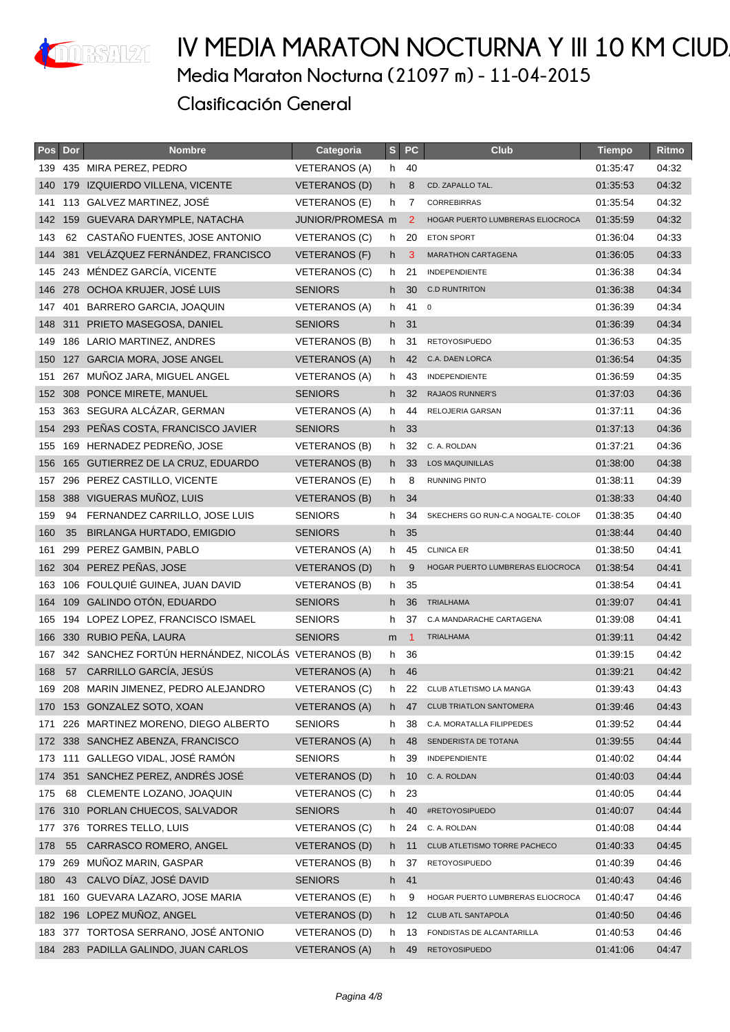# IV MEDIA MARATON NOCTURNA Y III 10 KM CIUD

## Media Maraton Nocturna (21097 m) - 11-04-2015

## Clasificación General

| Pos | Dor | Nombre | Categoria | S | PC | Club | Tiempo | Ritmo |
|---|---|---|---|---|---|---|---|---|
| 139 | 435 | MIRA PEREZ, PEDRO | VETERANOS (A) | h | 40 | | 01:35:47 | 04:32 |
| 140 | 179 | IZQUIERDO VILLENA, VICENTE | VETERANOS (D) | h | 8 | CD. ZAPALLO TAL. | 01:35:53 | 04:32 |
| 141 | 113 | GALVEZ MARTINEZ, JOSÉ | VETERANOS (E) | h | 7 | CORREBIRRAS | 01:35:54 | 04:32 |
| 142 | 159 | GUEVARA DARYMPLE, NATACHA | JUNIOR/PROMESA | m | 2 | HOGAR PUERTO LUMBRERAS ELIOCROCA | 01:35:59 | 04:32 |
| 143 | 62 | CASTAÑO FUENTES, JOSE ANTONIO | VETERANOS (C) | h | 20 | ETON SPORT | 01:36:04 | 04:33 |
| 144 | 381 | VELÁZQUEZ FERNÁNDEZ, FRANCISCO | VETERANOS (F) | h | 3 | MARATHON CARTAGENA | 01:36:05 | 04:33 |
| 145 | 243 | MÉNDEZ GARCÍA, VICENTE | VETERANOS (C) | h | 21 | INDEPENDIENTE | 01:36:38 | 04:34 |
| 146 | 278 | OCHOA KRUJER, JOSÉ LUIS | SENIORS | h | 30 | C.D RUNTRITON | 01:36:38 | 04:34 |
| 147 | 401 | BARRERO GARCIA, JOAQUIN | VETERANOS (A) | h | 41 | 0 | 01:36:39 | 04:34 |
| 148 | 311 | PRIETO MASEGOSA, DANIEL | SENIORS | h | 31 | | 01:36:39 | 04:34 |
| 149 | 186 | LARIO MARTINEZ, ANDRES | VETERANOS (B) | h | 31 | RETOYOSIPUEDO | 01:36:53 | 04:35 |
| 150 | 127 | GARCIA MORA, JOSE ANGEL | VETERANOS (A) | h | 42 | C.A. DAEN LORCA | 01:36:54 | 04:35 |
| 151 | 267 | MUÑOZ JARA, MIGUEL ANGEL | VETERANOS (A) | h | 43 | INDEPENDIENTE | 01:36:59 | 04:35 |
| 152 | 308 | PONCE MIRETE, MANUEL | SENIORS | h | 32 | RAJAOS RUNNER'S | 01:37:03 | 04:36 |
| 153 | 363 | SEGURA ALCÁZAR, GERMAN | VETERANOS (A) | h | 44 | RELOJERIA GARSAN | 01:37:11 | 04:36 |
| 154 | 293 | PEÑAS COSTA, FRANCISCO JAVIER | SENIORS | h | 33 | | 01:37:13 | 04:36 |
| 155 | 169 | HERNADEZ PEDREÑO, JOSE | VETERANOS (B) | h | 32 | C. A. ROLDAN | 01:37:21 | 04:36 |
| 156 | 165 | GUTIERREZ DE LA CRUZ, EDUARDO | VETERANOS (B) | h | 33 | LOS MAQUINILLAS | 01:38:00 | 04:38 |
| 157 | 296 | PEREZ CASTILLO, VICENTE | VETERANOS (E) | h | 8 | RUNNING PINTO | 01:38:11 | 04:39 |
| 158 | 388 | VIGUERAS MUÑOZ, LUIS | VETERANOS (B) | h | 34 | | 01:38:33 | 04:40 |
| 159 | 94 | FERNANDEZ CARRILLO, JOSE LUIS | SENIORS | h | 34 | SKECHERS GO RUN-C.A NOGALTE- COLOF | 01:38:35 | 04:40 |
| 160 | 35 | BIRLANGA HURTADO, EMIGDIO | SENIORS | h | 35 | | 01:38:44 | 04:40 |
| 161 | 299 | PEREZ GAMBIN, PABLO | VETERANOS (A) | h | 45 | CLINICA ER | 01:38:50 | 04:41 |
| 162 | 304 | PEREZ PEÑAS, JOSE | VETERANOS (D) | h | 9 | HOGAR PUERTO LUMBRERAS ELIOCROCA | 01:38:54 | 04:41 |
| 163 | 106 | FOULQUIÉ GUINEA, JUAN DAVID | VETERANOS (B) | h | 35 | | 01:38:54 | 04:41 |
| 164 | 109 | GALINDO OTÓN, EDUARDO | SENIORS | h | 36 | TRIALHAMA | 01:39:07 | 04:41 |
| 165 | 194 | LOPEZ LOPEZ, FRANCISCO ISMAEL | SENIORS | h | 37 | C.A MANDARACHE CARTAGENA | 01:39:08 | 04:41 |
| 166 | 330 | RUBIO PEÑA, LAURA | SENIORS | m | 1 | TRIALHAMA | 01:39:11 | 04:42 |
| 167 | 342 | SANCHEZ FORTÚN HERNÁNDEZ, NICOLÁS | VETERANOS (B) | h | 36 | | 01:39:15 | 04:42 |
| 168 | 57 | CARRILLO GARCÍA, JESÚS | VETERANOS (A) | h | 46 | | 01:39:21 | 04:42 |
| 169 | 208 | MARIN JIMENEZ, PEDRO ALEJANDRO | VETERANOS (C) | h | 22 | CLUB ATLETISMO LA MANGA | 01:39:43 | 04:43 |
| 170 | 153 | GONZALEZ SOTO, XOAN | VETERANOS (A) | h | 47 | CLUB TRIATLON SANTOMERA | 01:39:46 | 04:43 |
| 171 | 226 | MARTINEZ MORENO, DIEGO ALBERTO | SENIORS | h | 38 | C.A. MORATALLA FILIPPEDES | 01:39:52 | 04:44 |
| 172 | 338 | SANCHEZ ABENZA, FRANCISCO | VETERANOS (A) | h | 48 | SENDERISTA DE TOTANA | 01:39:55 | 04:44 |
| 173 | 111 | GALLEGO VIDAL, JOSÉ RAMÓN | SENIORS | h | 39 | INDEPENDIENTE | 01:40:02 | 04:44 |
| 174 | 351 | SANCHEZ PEREZ, ANDRÉS JOSÉ | VETERANOS (D) | h | 10 | C. A. ROLDAN | 01:40:03 | 04:44 |
| 175 | 68 | CLEMENTE LOZANO, JOAQUIN | VETERANOS (C) | h | 23 | | 01:40:05 | 04:44 |
| 176 | 310 | PORLAN CHUECOS, SALVADOR | SENIORS | h | 40 | #RETOYOSIPUEDO | 01:40:07 | 04:44 |
| 177 | 376 | TORRES TELLO, LUIS | VETERANOS (C) | h | 24 | C. A. ROLDAN | 01:40:08 | 04:44 |
| 178 | 55 | CARRASCO ROMERO, ANGEL | VETERANOS (D) | h | 11 | CLUB ATLETISMO TORRE PACHECO | 01:40:33 | 04:45 |
| 179 | 269 | MUÑOZ MARIN, GASPAR | VETERANOS (B) | h | 37 | RETOYOSIPUEDO | 01:40:39 | 04:46 |
| 180 | 43 | CALVO DÍAZ, JOSÉ DAVID | SENIORS | h | 41 | | 01:40:43 | 04:46 |
| 181 | 160 | GUEVARA LAZARO, JOSE MARIA | VETERANOS (E) | h | 9 | HOGAR PUERTO LUMBRERAS ELIOCROCA | 01:40:47 | 04:46 |
| 182 | 196 | LOPEZ MUÑOZ, ANGEL | VETERANOS (D) | h | 12 | CLUB ATL SANTAPOLA | 01:40:50 | 04:46 |
| 183 | 377 | TORTOSA SERRANO, JOSÉ ANTONIO | VETERANOS (D) | h | 13 | FONDISTAS DE ALCANTARILLA | 01:40:53 | 04:46 |
| 184 | 283 | PADILLA GALINDO, JUAN CARLOS | VETERANOS (A) | h | 49 | RETOYOSIPUEDO | 01:41:06 | 04:47 |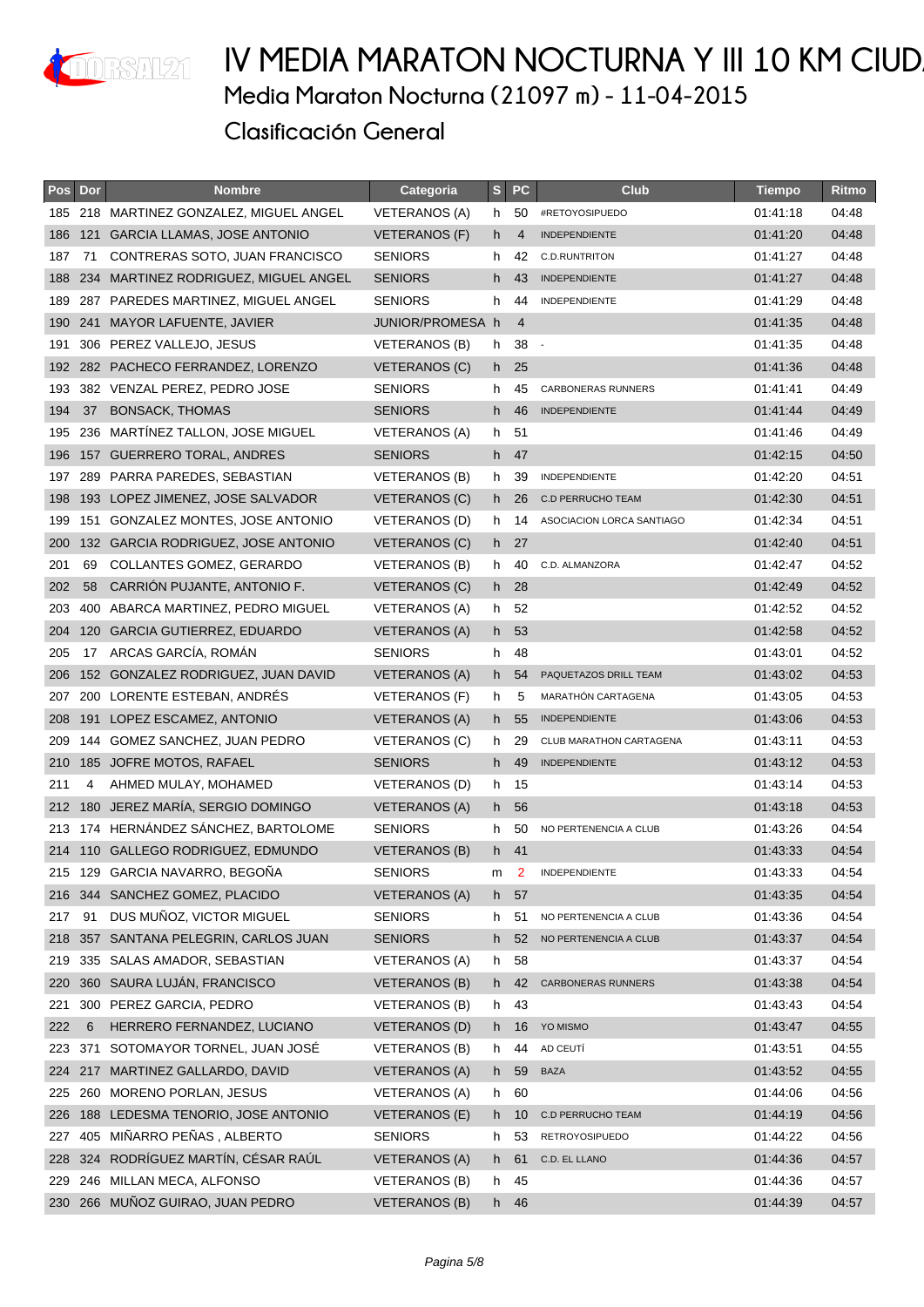# IV MEDIA MARATON NOCTURNA Y III 10 KM CIUD

## Media Maraton Nocturna (21097 m) - 11-04-2015

## Clasificación General

| Pos | Dor | Nombre | Categoria | S | PC | Club | Tiempo | Ritmo |
|---|---|---|---|---|---|---|---|---|
| 185 | 218 | MARTINEZ GONZALEZ, MIGUEL ANGEL | VETERANOS (A) | h | 50 | #RETOYOSIPUEDO | 01:41:18 | 04:48 |
| 186 | 121 | GARCIA LLAMAS, JOSE ANTONIO | VETERANOS (F) | h | 4 | INDEPENDIENTE | 01:41:20 | 04:48 |
| 187 | 71 | CONTRERAS SOTO, JUAN FRANCISCO | SENIORS | h | 42 | C.D.RUNTRITON | 01:41:27 | 04:48 |
| 188 | 234 | MARTINEZ RODRIGUEZ, MIGUEL ANGEL | SENIORS | h | 43 | INDEPENDIENTE | 01:41:27 | 04:48 |
| 189 | 287 | PAREDES MARTINEZ, MIGUEL ANGEL | SENIORS | h | 44 | INDEPENDIENTE | 01:41:29 | 04:48 |
| 190 | 241 | MAYOR LAFUENTE, JAVIER | JUNIOR/PROMESA | h | 4 | | 01:41:35 | 04:48 |
| 191 | 306 | PEREZ VALLEJO, JESUS | VETERANOS (B) | h | 38 | - | 01:41:35 | 04:48 |
| 192 | 282 | PACHECO FERRANDEZ, LORENZO | VETERANOS (C) | h | 25 | | 01:41:36 | 04:48 |
| 193 | 382 | VENZAL PEREZ, PEDRO JOSE | SENIORS | h | 45 | CARBONERAS RUNNERS | 01:41:41 | 04:49 |
| 194 | 37 | BONSACK, THOMAS | SENIORS | h | 46 | INDEPENDIENTE | 01:41:44 | 04:49 |
| 195 | 236 | MARTÍNEZ TALLON, JOSE MIGUEL | VETERANOS (A) | h | 51 | | 01:41:46 | 04:49 |
| 196 | 157 | GUERRERO TORAL, ANDRES | SENIORS | h | 47 | | 01:42:15 | 04:50 |
| 197 | 289 | PARRA PAREDES, SEBASTIAN | VETERANOS (B) | h | 39 | INDEPENDIENTE | 01:42:20 | 04:51 |
| 198 | 193 | LOPEZ JIMENEZ, JOSE SALVADOR | VETERANOS (C) | h | 26 | C.D PERRUCHO TEAM | 01:42:30 | 04:51 |
| 199 | 151 | GONZALEZ MONTES, JOSE ANTONIO | VETERANOS (D) | h | 14 | ASOCIACION LORCA SANTIAGO | 01:42:34 | 04:51 |
| 200 | 132 | GARCIA RODRIGUEZ, JOSE ANTONIO | VETERANOS (C) | h | 27 | | 01:42:40 | 04:51 |
| 201 | 69 | COLLANTES GOMEZ, GERARDO | VETERANOS (B) | h | 40 | C.D. ALMANZORA | 01:42:47 | 04:52 |
| 202 | 58 | CARRIÓN PUJANTE, ANTONIO F. | VETERANOS (C) | h | 28 | | 01:42:49 | 04:52 |
| 203 | 400 | ABARCA MARTINEZ, PEDRO MIGUEL | VETERANOS (A) | h | 52 | | 01:42:52 | 04:52 |
| 204 | 120 | GARCIA GUTIERREZ, EDUARDO | VETERANOS (A) | h | 53 | | 01:42:58 | 04:52 |
| 205 | 17 | ARCAS GARCÍA, ROMÁN | SENIORS | h | 48 | | 01:43:01 | 04:52 |
| 206 | 152 | GONZALEZ RODRIGUEZ, JUAN DAVID | VETERANOS (A) | h | 54 | PAQUETAZOS DRILL TEAM | 01:43:02 | 04:53 |
| 207 | 200 | LORENTE ESTEBAN, ANDRÉS | VETERANOS (F) | h | 5 | MARATHÓN CARTAGENA | 01:43:05 | 04:53 |
| 208 | 191 | LOPEZ ESCAMEZ, ANTONIO | VETERANOS (A) | h | 55 | INDEPENDIENTE | 01:43:06 | 04:53 |
| 209 | 144 | GOMEZ SANCHEZ, JUAN PEDRO | VETERANOS (C) | h | 29 | CLUB MARATHON CARTAGENA | 01:43:11 | 04:53 |
| 210 | 185 | JOFRE MOTOS, RAFAEL | SENIORS | h | 49 | INDEPENDIENTE | 01:43:12 | 04:53 |
| 211 | 4 | AHMED MULAY, MOHAMED | VETERANOS (D) | h | 15 | | 01:43:14 | 04:53 |
| 212 | 180 | JEREZ MARÍA, SERGIO DOMINGO | VETERANOS (A) | h | 56 | | 01:43:18 | 04:53 |
| 213 | 174 | HERNÁNDEZ SÁNCHEZ, BARTOLOME | SENIORS | h | 50 | NO PERTENENCIA A CLUB | 01:43:26 | 04:54 |
| 214 | 110 | GALLEGO RODRIGUEZ, EDMUNDO | VETERANOS (B) | h | 41 | | 01:43:33 | 04:54 |
| 215 | 129 | GARCIA NAVARRO, BEGOÑA | SENIORS | m | 2 | INDEPENDIENTE | 01:43:33 | 04:54 |
| 216 | 344 | SANCHEZ GOMEZ, PLACIDO | VETERANOS (A) | h | 57 | | 01:43:35 | 04:54 |
| 217 | 91 | DUS MUÑOZ, VICTOR MIGUEL | SENIORS | h | 51 | NO PERTENENCIA A CLUB | 01:43:36 | 04:54 |
| 218 | 357 | SANTANA PELEGRIN, CARLOS JUAN | SENIORS | h | 52 | NO PERTENENCIA A CLUB | 01:43:37 | 04:54 |
| 219 | 335 | SALAS AMADOR, SEBASTIAN | VETERANOS (A) | h | 58 | | 01:43:37 | 04:54 |
| 220 | 360 | SAURA LUJÁN, FRANCISCO | VETERANOS (B) | h | 42 | CARBONERAS RUNNERS | 01:43:38 | 04:54 |
| 221 | 300 | PEREZ GARCIA, PEDRO | VETERANOS (B) | h | 43 | | 01:43:43 | 04:54 |
| 222 | 6 | HERRERO FERNANDEZ, LUCIANO | VETERANOS (D) | h | 16 | YO MISMO | 01:43:47 | 04:55 |
| 223 | 371 | SOTOMAYOR TORNEL, JUAN JOSÉ | VETERANOS (B) | h | 44 | AD CEUTÍ | 01:43:51 | 04:55 |
| 224 | 217 | MARTINEZ GALLARDO, DAVID | VETERANOS (A) | h | 59 | BAZA | 01:43:52 | 04:55 |
| 225 | 260 | MORENO PORLAN, JESUS | VETERANOS (A) | h | 60 | | 01:44:06 | 04:56 |
| 226 | 188 | LEDESMA TENORIO, JOSE ANTONIO | VETERANOS (E) | h | 10 | C.D PERRUCHO TEAM | 01:44:19 | 04:56 |
| 227 | 405 | MIÑARRO PEÑAS , ALBERTO | SENIORS | h | 53 | RETROYOSIPUEDO | 01:44:22 | 04:56 |
| 228 | 324 | RODRÍGUEZ MARTÍN, CÉSAR RAÚL | VETERANOS (A) | h | 61 | C.D. EL LLANO | 01:44:36 | 04:57 |
| 229 | 246 | MILLAN MECA, ALFONSO | VETERANOS (B) | h | 45 | | 01:44:36 | 04:57 |
| 230 | 266 | MUÑOZ GUIRAO, JUAN PEDRO | VETERANOS (B) | h | 46 | | 01:44:39 | 04:57 |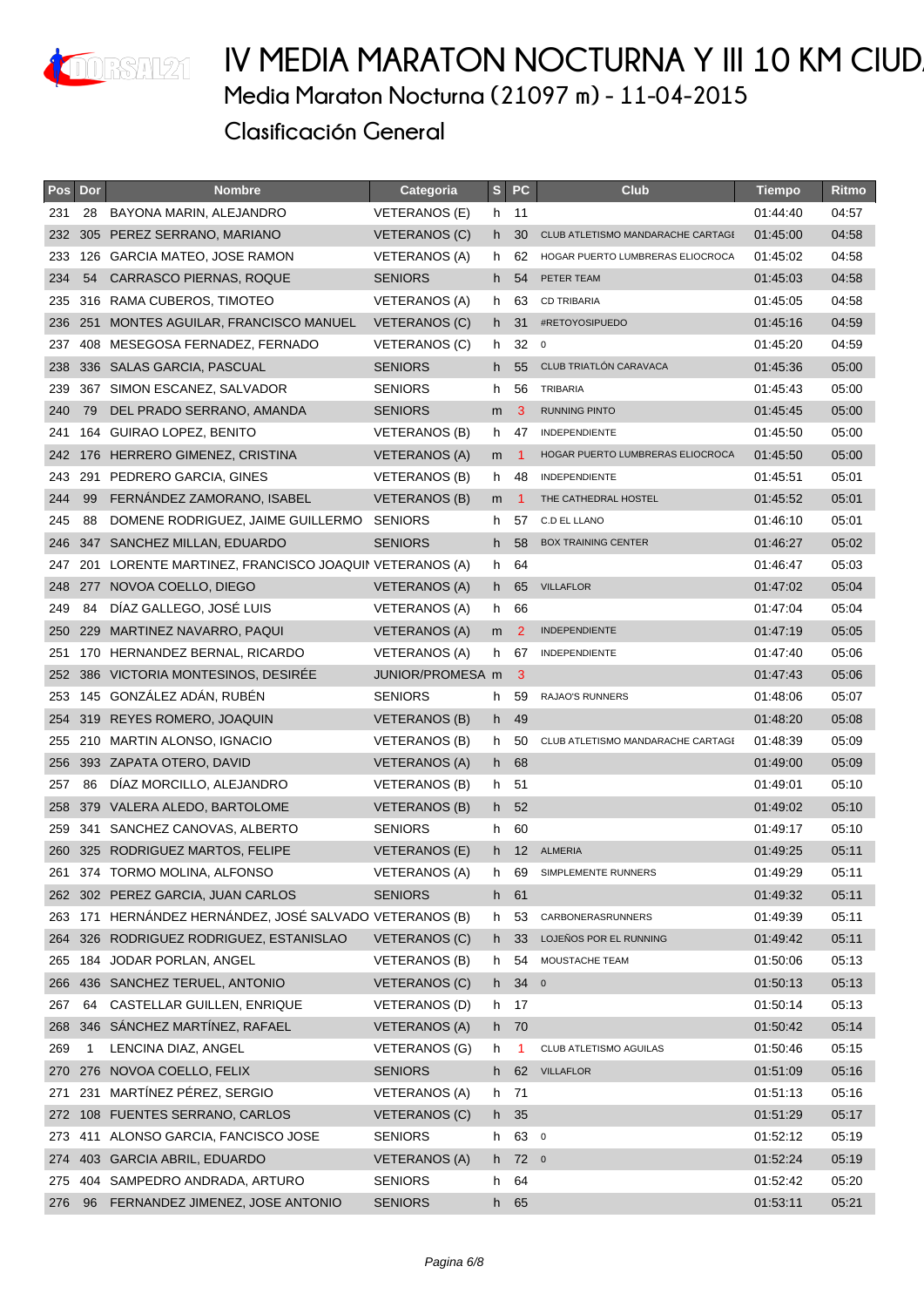# IV MEDIA MARATON NOCTURNA Y III 10 KM CIUD

## Media Maraton Nocturna (21097 m) - 11-04-2015

## Clasificación General

| Pos | Dor | Nombre | Categoria | S | PC | Club | Tiempo | Ritmo |
|---|---|---|---|---|---|---|---|---|
| 231 | 28 | BAYONA MARIN, ALEJANDRO | VETERANOS (E) | h | 11 | | 01:44:40 | 04:57 |
| 232 | 305 | PEREZ SERRANO, MARIANO | VETERANOS (C) | h | 30 | CLUB ATLETISMO MANDARACHE CARTAGE | 01:45:00 | 04:58 |
| 233 | 126 | GARCIA MATEO, JOSE RAMON | VETERANOS (A) | h | 62 | HOGAR PUERTO LUMBRERAS ELIOCROCA | 01:45:02 | 04:58 |
| 234 | 54 | CARRASCO PIERNAS, ROQUE | SENIORS | h | 54 | PETER TEAM | 01:45:03 | 04:58 |
| 235 | 316 | RAMA CUBEROS, TIMOTEO | VETERANOS (A) | h | 63 | CD TRIBARIA | 01:45:05 | 04:58 |
| 236 | 251 | MONTES AGUILAR, FRANCISCO MANUEL | VETERANOS (C) | h | 31 | #RETOYOSIPUEDO | 01:45:16 | 04:59 |
| 237 | 408 | MESEGOSA FERNADEZ, FERNADO | VETERANOS (C) | h | 32 | 0 | 01:45:20 | 04:59 |
| 238 | 336 | SALAS GARCIA, PASCUAL | SENIORS | h | 55 | CLUB TRIATLÓN CARAVACA | 01:45:36 | 05:00 |
| 239 | 367 | SIMON ESCANEZ, SALVADOR | SENIORS | h | 56 | TRIBARIA | 01:45:43 | 05:00 |
| 240 | 79 | DEL PRADO SERRANO, AMANDA | SENIORS | m | 3 | RUNNING PINTO | 01:45:45 | 05:00 |
| 241 | 164 | GUIRAO LOPEZ, BENITO | VETERANOS (B) | h | 47 | INDEPENDIENTE | 01:45:50 | 05:00 |
| 242 | 176 | HERRERO GIMENEZ, CRISTINA | VETERANOS (A) | m | 1 | HOGAR PUERTO LUMBRERAS ELIOCROCA | 01:45:50 | 05:00 |
| 243 | 291 | PEDRERO GARCIA, GINES | VETERANOS (B) | h | 48 | INDEPENDIENTE | 01:45:51 | 05:01 |
| 244 | 99 | FERNÁNDEZ ZAMORANO, ISABEL | VETERANOS (B) | m | 1 | THE CATHEDRAL HOSTEL | 01:45:52 | 05:01 |
| 245 | 88 | DOMENE RODRIGUEZ, JAIME GUILLERMO | SENIORS | h | 57 | C.D EL LLANO | 01:46:10 | 05:01 |
| 246 | 347 | SANCHEZ MILLAN, EDUARDO | SENIORS | h | 58 | BOX TRAINING CENTER | 01:46:27 | 05:02 |
| 247 | 201 | LORENTE MARTINEZ, FRANCISCO JOAQUII | VETERANOS (A) | h | 64 | | 01:46:47 | 05:03 |
| 248 | 277 | NOVOA COELLO, DIEGO | VETERANOS (A) | h | 65 | VILLAFLOR | 01:47:02 | 05:04 |
| 249 | 84 | DÍAZ GALLEGO, JOSÉ LUIS | VETERANOS (A) | h | 66 | | 01:47:04 | 05:04 |
| 250 | 229 | MARTINEZ NAVARRO, PAQUI | VETERANOS (A) | m | 2 | INDEPENDIENTE | 01:47:19 | 05:05 |
| 251 | 170 | HERNANDEZ BERNAL, RICARDO | VETERANOS (A) | h | 67 | INDEPENDIENTE | 01:47:40 | 05:06 |
| 252 | 386 | VICTORIA MONTESINOS, DESIRÉE | JUNIOR/PROMESA | m | 3 | | 01:47:43 | 05:06 |
| 253 | 145 | GONZÁLEZ ADÁN, RUBÉN | SENIORS | h | 59 | RAJAO'S RUNNERS | 01:48:06 | 05:07 |
| 254 | 319 | REYES ROMERO, JOAQUIN | VETERANOS (B) | h | 49 | | 01:48:20 | 05:08 |
| 255 | 210 | MARTIN ALONSO, IGNACIO | VETERANOS (B) | h | 50 | CLUB ATLETISMO MANDARACHE CARTAGE | 01:48:39 | 05:09 |
| 256 | 393 | ZAPATA OTERO, DAVID | VETERANOS (A) | h | 68 | | 01:49:00 | 05:09 |
| 257 | 86 | DÍAZ MORCILLO, ALEJANDRO | VETERANOS (B) | h | 51 | | 01:49:01 | 05:10 |
| 258 | 379 | VALERA ALEDO, BARTOLOME | VETERANOS (B) | h | 52 | | 01:49:02 | 05:10 |
| 259 | 341 | SANCHEZ CANOVAS, ALBERTO | SENIORS | h | 60 | | 01:49:17 | 05:10 |
| 260 | 325 | RODRIGUEZ MARTOS, FELIPE | VETERANOS (E) | h | 12 | ALMERIA | 01:49:25 | 05:11 |
| 261 | 374 | TORMO MOLINA, ALFONSO | VETERANOS (A) | h | 69 | SIMPLEMENTE RUNNERS | 01:49:29 | 05:11 |
| 262 | 302 | PEREZ GARCIA, JUAN CARLOS | SENIORS | h | 61 | | 01:49:32 | 05:11 |
| 263 | 171 | HERNÁNDEZ HERNÁNDEZ, JOSÉ SALVADO | VETERANOS (B) | h | 53 | CARBONERASRUNNERS | 01:49:39 | 05:11 |
| 264 | 326 | RODRIGUEZ RODRIGUEZ, ESTANISLAO | VETERANOS (C) | h | 33 | LOJEÑOS POR EL RUNNING | 01:49:42 | 05:11 |
| 265 | 184 | JODAR PORLAN, ANGEL | VETERANOS (B) | h | 54 | MOUSTACHE TEAM | 01:50:06 | 05:13 |
| 266 | 436 | SANCHEZ TERUEL, ANTONIO | VETERANOS (C) | h | 34 | 0 | 01:50:13 | 05:13 |
| 267 | 64 | CASTELLAR GUILLEN, ENRIQUE | VETERANOS (D) | h | 17 | | 01:50:14 | 05:13 |
| 268 | 346 | SÁNCHEZ MARTÍNEZ, RAFAEL | VETERANOS (A) | h | 70 | | 01:50:42 | 05:14 |
| 269 | 1 | LENCINA DIAZ, ANGEL | VETERANOS (G) | h | 1 | CLUB ATLETISMO AGUILAS | 01:50:46 | 05:15 |
| 270 | 276 | NOVOA COELLO, FELIX | SENIORS | h | 62 | VILLAFLOR | 01:51:09 | 05:16 |
| 271 | 231 | MARTÍNEZ PÉREZ, SERGIO | VETERANOS (A) | h | 71 | | 01:51:13 | 05:16 |
| 272 | 108 | FUENTES SERRANO, CARLOS | VETERANOS (C) | h | 35 | | 01:51:29 | 05:17 |
| 273 | 411 | ALONSO GARCIA, FANCISCO JOSE | SENIORS | h | 63 | 0 | 01:52:12 | 05:19 |
| 274 | 403 | GARCIA ABRIL, EDUARDO | VETERANOS (A) | h | 72 | 0 | 01:52:24 | 05:19 |
| 275 | 404 | SAMPEDRO ANDRADA, ARTURO | SENIORS | h | 64 | | 01:52:42 | 05:20 |
| 276 | 96 | FERNANDEZ JIMENEZ, JOSE ANTONIO | SENIORS | h | 65 | | 01:53:11 | 05:21 |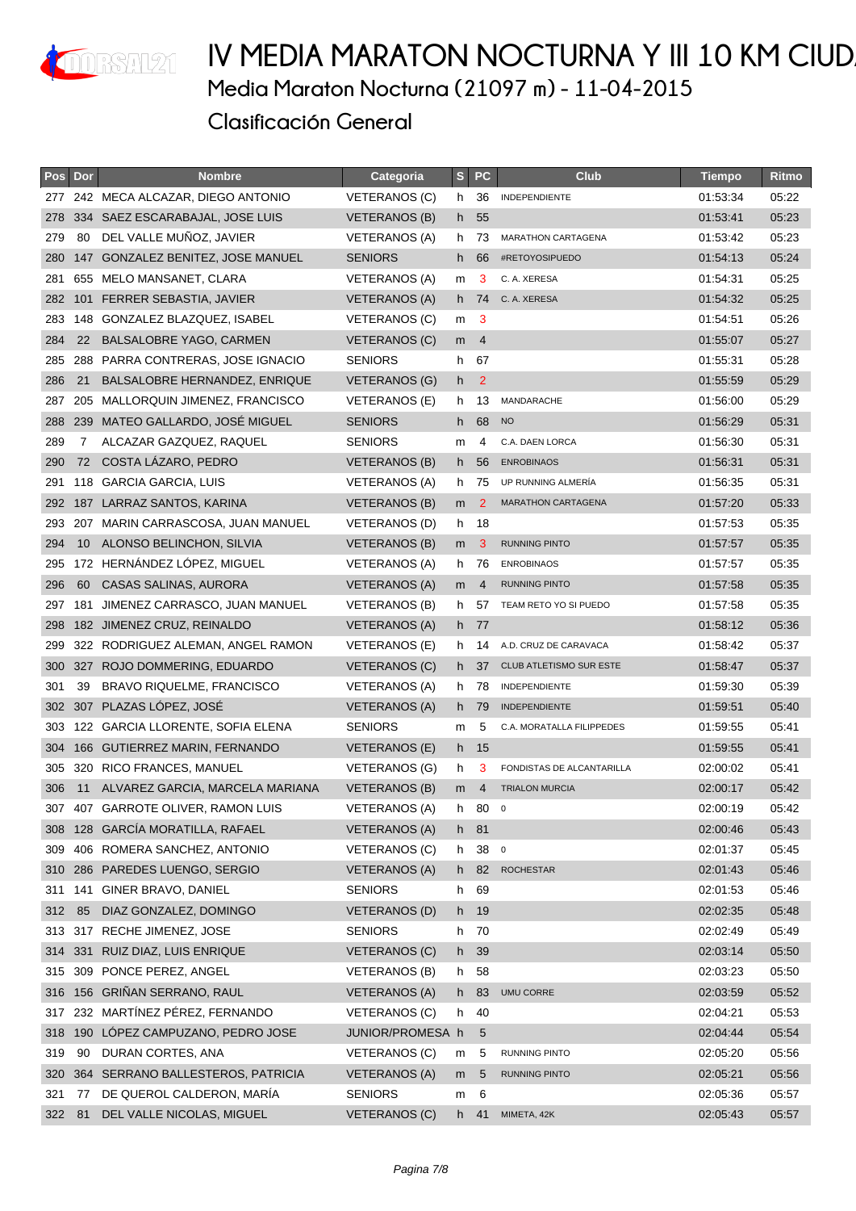# IV MEDIA MARATON NOCTURNA Y III 10 KM CIUD

## Media Maraton Nocturna (21097 m) - 11-04-2015

## Clasificación General

| Pos | Dor | Nombre | Categoria | S | PC | Club | Tiempo | Ritmo |
|---|---|---|---|---|---|---|---|---|
| 277 | 242 | MECA ALCAZAR, DIEGO ANTONIO | VETERANOS (C) | h | 36 | INDEPENDIENTE | 01:53:34 | 05:22 |
| 278 | 334 | SAEZ ESCARABAJAL, JOSE LUIS | VETERANOS (B) | h | 55 | | 01:53:41 | 05:23 |
| 279 | 80 | DEL VALLE MUÑOZ, JAVIER | VETERANOS (A) | h | 73 | MARATHON CARTAGENA | 01:53:42 | 05:23 |
| 280 | 147 | GONZALEZ BENITEZ, JOSE MANUEL | SENIORS | h | 66 | #RETOYOSIPUEDO | 01:54:13 | 05:24 |
| 281 | 655 | MELO MANSANET, CLARA | VETERANOS (A) | m | 3 | C. A. XERESA | 01:54:31 | 05:25 |
| 282 | 101 | FERRER SEBASTIA, JAVIER | VETERANOS (A) | h | 74 | C. A. XERESA | 01:54:32 | 05:25 |
| 283 | 148 | GONZALEZ BLAZQUEZ, ISABEL | VETERANOS (C) | m | 3 | | 01:54:51 | 05:26 |
| 284 | 22 | BALSALOBRE YAGO, CARMEN | VETERANOS (C) | m | 4 | | 01:55:07 | 05:27 |
| 285 | 288 | PARRA CONTRERAS, JOSE IGNACIO | SENIORS | h | 67 | | 01:55:31 | 05:28 |
| 286 | 21 | BALSALOBRE HERNANDEZ, ENRIQUE | VETERANOS (G) | h | 2 | | 01:55:59 | 05:29 |
| 287 | 205 | MALLORQUIN JIMENEZ, FRANCISCO | VETERANOS (E) | h | 13 | MANDARACHE | 01:56:00 | 05:29 |
| 288 | 239 | MATEO GALLARDO, JOSÉ MIGUEL | SENIORS | h | 68 | NO | 01:56:29 | 05:31 |
| 289 | 7 | ALCAZAR GAZQUEZ, RAQUEL | SENIORS | m | 4 | C.A. DAEN LORCA | 01:56:30 | 05:31 |
| 290 | 72 | COSTA LÁZARO, PEDRO | VETERANOS (B) | h | 56 | ENROBINAOS | 01:56:31 | 05:31 |
| 291 | 118 | GARCIA GARCIA, LUIS | VETERANOS (A) | h | 75 | UP RUNNING ALMERÍA | 01:56:35 | 05:31 |
| 292 | 187 | LARRAZ SANTOS, KARINA | VETERANOS (B) | m | 2 | MARATHON CARTAGENA | 01:57:20 | 05:33 |
| 293 | 207 | MARIN CARRASCOSA, JUAN MANUEL | VETERANOS (D) | h | 18 | | 01:57:53 | 05:35 |
| 294 | 10 | ALONSO BELINCHON, SILVIA | VETERANOS (B) | m | 3 | RUNNING PINTO | 01:57:57 | 05:35 |
| 295 | 172 | HERNÁNDEZ LÓPEZ, MIGUEL | VETERANOS (A) | h | 76 | ENROBINAOS | 01:57:57 | 05:35 |
| 296 | 60 | CASAS SALINAS, AURORA | VETERANOS (A) | m | 4 | RUNNING PINTO | 01:57:58 | 05:35 |
| 297 | 181 | JIMENEZ CARRASCO, JUAN MANUEL | VETERANOS (B) | h | 57 | TEAM RETO YO SI PUEDO | 01:57:58 | 05:35 |
| 298 | 182 | JIMENEZ CRUZ, REINALDO | VETERANOS (A) | h | 77 | | 01:58:12 | 05:36 |
| 299 | 322 | RODRIGUEZ ALEMAN, ANGEL RAMON | VETERANOS (E) | h | 14 | A.D. CRUZ DE CARAVACA | 01:58:42 | 05:37 |
| 300 | 327 | ROJO DOMMERING, EDUARDO | VETERANOS (C) | h | 37 | CLUB ATLETISMO SUR ESTE | 01:58:47 | 05:37 |
| 301 | 39 | BRAVO RIQUELME, FRANCISCO | VETERANOS (A) | h | 78 | INDEPENDIENTE | 01:59:30 | 05:39 |
| 302 | 307 | PLAZAS LÓPEZ, JOSÉ | VETERANOS (A) | h | 79 | INDEPENDIENTE | 01:59:51 | 05:40 |
| 303 | 122 | GARCIA LLORENTE, SOFIA ELENA | SENIORS | m | 5 | C.A. MORATALLA FILIPPEDES | 01:59:55 | 05:41 |
| 304 | 166 | GUTIERREZ MARIN, FERNANDO | VETERANOS (E) | h | 15 | | 01:59:55 | 05:41 |
| 305 | 320 | RICO FRANCES, MANUEL | VETERANOS (G) | h | 3 | FONDISTAS DE ALCANTARILLA | 02:00:02 | 05:41 |
| 306 | 11 | ALVAREZ GARCIA, MARCELA MARIANA | VETERANOS (B) | m | 4 | TRIALON MURCIA | 02:00:17 | 05:42 |
| 307 | 407 | GARROTE OLIVER, RAMON LUIS | VETERANOS (A) | h | 80 | 0 | 02:00:19 | 05:42 |
| 308 | 128 | GARCÍA MORATILLA, RAFAEL | VETERANOS (A) | h | 81 | | 02:00:46 | 05:43 |
| 309 | 406 | ROMERA SANCHEZ, ANTONIO | VETERANOS (C) | h | 38 | 0 | 02:01:37 | 05:45 |
| 310 | 286 | PAREDES LUENGO, SERGIO | VETERANOS (A) | h | 82 | ROCHESTAR | 02:01:43 | 05:46 |
| 311 | 141 | GINER BRAVO, DANIEL | SENIORS | h | 69 | | 02:01:53 | 05:46 |
| 312 | 85 | DIAZ GONZALEZ, DOMINGO | VETERANOS (D) | h | 19 | | 02:02:35 | 05:48 |
| 313 | 317 | RECHE JIMENEZ, JOSE | SENIORS | h | 70 | | 02:02:49 | 05:49 |
| 314 | 331 | RUIZ DIAZ, LUIS ENRIQUE | VETERANOS (C) | h | 39 | | 02:03:14 | 05:50 |
| 315 | 309 | PONCE PEREZ, ANGEL | VETERANOS (B) | h | 58 | | 02:03:23 | 05:50 |
| 316 | 156 | GRIÑAN SERRANO, RAUL | VETERANOS (A) | h | 83 | UMU CORRE | 02:03:59 | 05:52 |
| 317 | 232 | MARTÍNEZ PÉREZ, FERNANDO | VETERANOS (C) | h | 40 | | 02:04:21 | 05:53 |
| 318 | 190 | LÓPEZ CAMPUZANO, PEDRO JOSE | JUNIOR/PROMESA | h | 5 | | 02:04:44 | 05:54 |
| 319 | 90 | DURAN CORTES, ANA | VETERANOS (C) | m | 5 | RUNNING PINTO | 02:05:20 | 05:56 |
| 320 | 364 | SERRANO BALLESTEROS, PATRICIA | VETERANOS (A) | m | 5 | RUNNING PINTO | 02:05:21 | 05:56 |
| 321 | 77 | DE QUEROL CALDERON, MARÍA | SENIORS | m | 6 | | 02:05:36 | 05:57 |
| 322 | 81 | DEL VALLE NICOLAS, MIGUEL | VETERANOS (C) | h | 41 | MIMETA, 42K | 02:05:43 | 05:57 |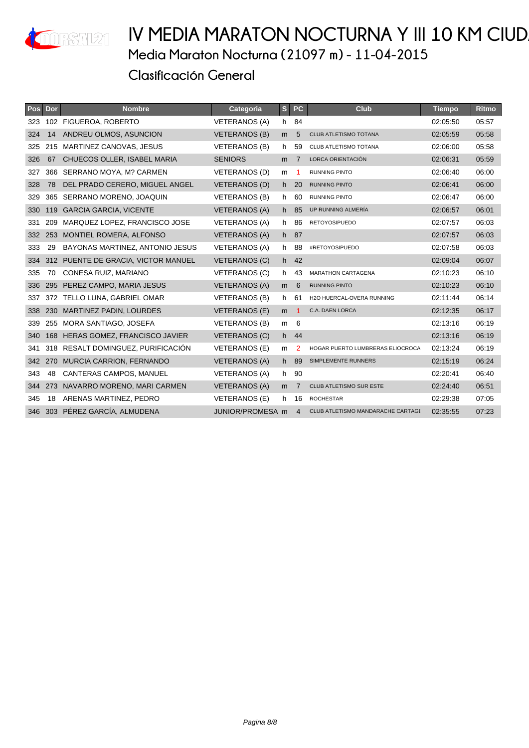# IV MEDIA MARATON NOCTURNA Y III 10 KM CIUD

## Media Maraton Nocturna (21097 m) - 11-04-2015

## Clasificación General

| Pos | Dor | Nombre | Categoria | S | PC | Club | Tiempo | Ritmo |
|---|---|---|---|---|---|---|---|---|
| 323 | 102 | FIGUEROA, ROBERTO | VETERANOS (A) | h | 84 | | 02:05:50 | 05:57 |
| 324 | 14 | ANDREU OLMOS, ASUNCION | VETERANOS (B) | m | 5 | CLUB ATLETISMO TOTANA | 02:05:59 | 05:58 |
| 325 | 215 | MARTINEZ CANOVAS, JESUS | VETERANOS (B) | h | 59 | CLUB ATLETISMO TOTANA | 02:06:00 | 05:58 |
| 326 | 67 | CHUECOS OLLER, ISABEL MARIA | SENIORS | m | 7 | LORCA ORIENTACIÓN | 02:06:31 | 05:59 |
| 327 | 366 | SERRANO MOYA, M? CARMEN | VETERANOS (D) | m | 1 | RUNNING PINTO | 02:06:40 | 06:00 |
| 328 | 78 | DEL PRADO CERERO, MIGUEL ANGEL | VETERANOS (D) | h | 20 | RUNNING PINTO | 02:06:41 | 06:00 |
| 329 | 365 | SERRANO MORENO, JOAQUIN | VETERANOS (B) | h | 60 | RUNNING PINTO | 02:06:47 | 06:00 |
| 330 | 119 | GARCIA GARCIA, VICENTE | VETERANOS (A) | h | 85 | UP RUNNING ALMERÍA | 02:06:57 | 06:01 |
| 331 | 209 | MARQUEZ LOPEZ, FRANCISCO JOSE | VETERANOS (A) | h | 86 | RETOYOSIPUEDO | 02:07:57 | 06:03 |
| 332 | 253 | MONTIEL ROMERA, ALFONSO | VETERANOS (A) | h | 87 | | 02:07:57 | 06:03 |
| 333 | 29 | BAYONAS MARTINEZ, ANTONIO JESUS | VETERANOS (A) | h | 88 | #RETOYOSIPUEDO | 02:07:58 | 06:03 |
| 334 | 312 | PUENTE DE GRACIA, VICTOR MANUEL | VETERANOS (C) | h | 42 | | 02:09:04 | 06:07 |
| 335 | 70 | CONESA RUIZ, MARIANO | VETERANOS (C) | h | 43 | MARATHON CARTAGENA | 02:10:23 | 06:10 |
| 336 | 295 | PEREZ CAMPO, MARIA JESUS | VETERANOS (A) | m | 6 | RUNNING PINTO | 02:10:23 | 06:10 |
| 337 | 372 | TELLO LUNA, GABRIEL OMAR | VETERANOS (B) | h | 61 | H2O HUERCAL-OVERA RUNNING | 02:11:44 | 06:14 |
| 338 | 230 | MARTINEZ PADIN, LOURDES | VETERANOS (E) | m | 1 | C.A. DAEN LORCA | 02:12:35 | 06:17 |
| 339 | 255 | MORA SANTIAGO, JOSEFA | VETERANOS (B) | m | 6 | | 02:13:16 | 06:19 |
| 340 | 168 | HERAS GOMEZ, FRANCISCO JAVIER | VETERANOS (C) | h | 44 | | 02:13:16 | 06:19 |
| 341 | 318 | RESALT DOMINGUEZ, PURIFICACIÓN | VETERANOS (E) | m | 2 | HOGAR PUERTO LUMBRERAS ELIOCROCA | 02:13:24 | 06:19 |
| 342 | 270 | MURCIA CARRION, FERNANDO | VETERANOS (A) | h | 89 | SIMPLEMENTE RUNNERS | 02:15:19 | 06:24 |
| 343 | 48 | CANTERAS CAMPOS, MANUEL | VETERANOS (A) | h | 90 | | 02:20:41 | 06:40 |
| 344 | 273 | NAVARRO MORENO, MARI CARMEN | VETERANOS (A) | m | 7 | CLUB ATLETISMO SUR ESTE | 02:24:40 | 06:51 |
| 345 | 18 | ARENAS MARTINEZ, PEDRO | VETERANOS (E) | h | 16 | ROCHESTAR | 02:29:38 | 07:05 |
| 346 | 303 | PÉREZ GARCÍA, ALMUDENA | JUNIOR/PROMESA | m | 4 | CLUB ATLETISMO MANDARACHE CARTAGI | 02:35:55 | 07:23 |